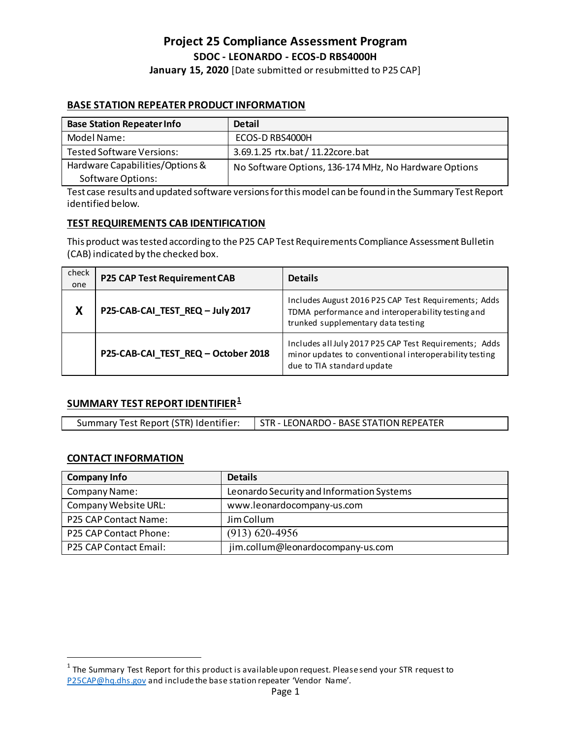# Project 25 Compliance Assessment Program

## SDOC - LEONARDO - ECOS-D RBS4000H

**January 15, 2020** [Date submitted or resubmitted to P25 CAP]

### BASE STATION REPEATER PRODUCT INFORMATION

| Base Station Repeater Info | Detail |
|---|---|
| Model Name: | ECOS-D RBS4000H |
| Tested Software Versions: | 3.69.1.25 rtx.bat / 11.22core.bat |
| Hardware Capabilities/Options & Software Options: | No Software Options, 136-174 MHz, No Hardware Options |

Test case results and updated software versions for this model can be found in the Summary Test Report identified below.

### TEST REQUIREMENTS CAB IDENTIFICATION

This product was tested according to the P25 CAP Test Requirements Compliance Assessment Bulletin (CAB) indicated by the checked box.

| check one | P25 CAP Test Requirement CAB | Details |
|---|---|---|
| **X** | **P25-CAB-CAI_TEST_REQ – July 2017** | Includes August 2016 P25 CAP Test Requirements; Adds TDMA performance and interoperability testing and trunked supplementary data testing |
| | **P25-CAB-CAI_TEST_REQ – October 2018** | Includes all July 2017 P25 CAP Test Requirements; Adds minor updates to conventional interoperability testing due to TIA standard update |

### SUMMARY TEST REPORT IDENTIFIER[1]

| Summary Test Report (STR) Identifier: | STR - LEONARDO - BASE STATION REPEATER |
|---|---|

### CONTACT INFORMATION

| Company Info | Details |
|---|---|
| Company Name: | Leonardo Security and Information Systems |
| Company Website URL: | www.leonardocompany-us.com |
| P25 CAP Contact Name: | Jim Collum |
| P25 CAP Contact Phone: | (913) 620-4956 |
| P25 CAP Contact Email: | jim.collum@leonardocompany-us.com |

[1] The Summary Test Report for this product is available upon request. Please send your STR request to P25CAP@hq.dhs.gov and include the base station repeater 'Vendor Name'.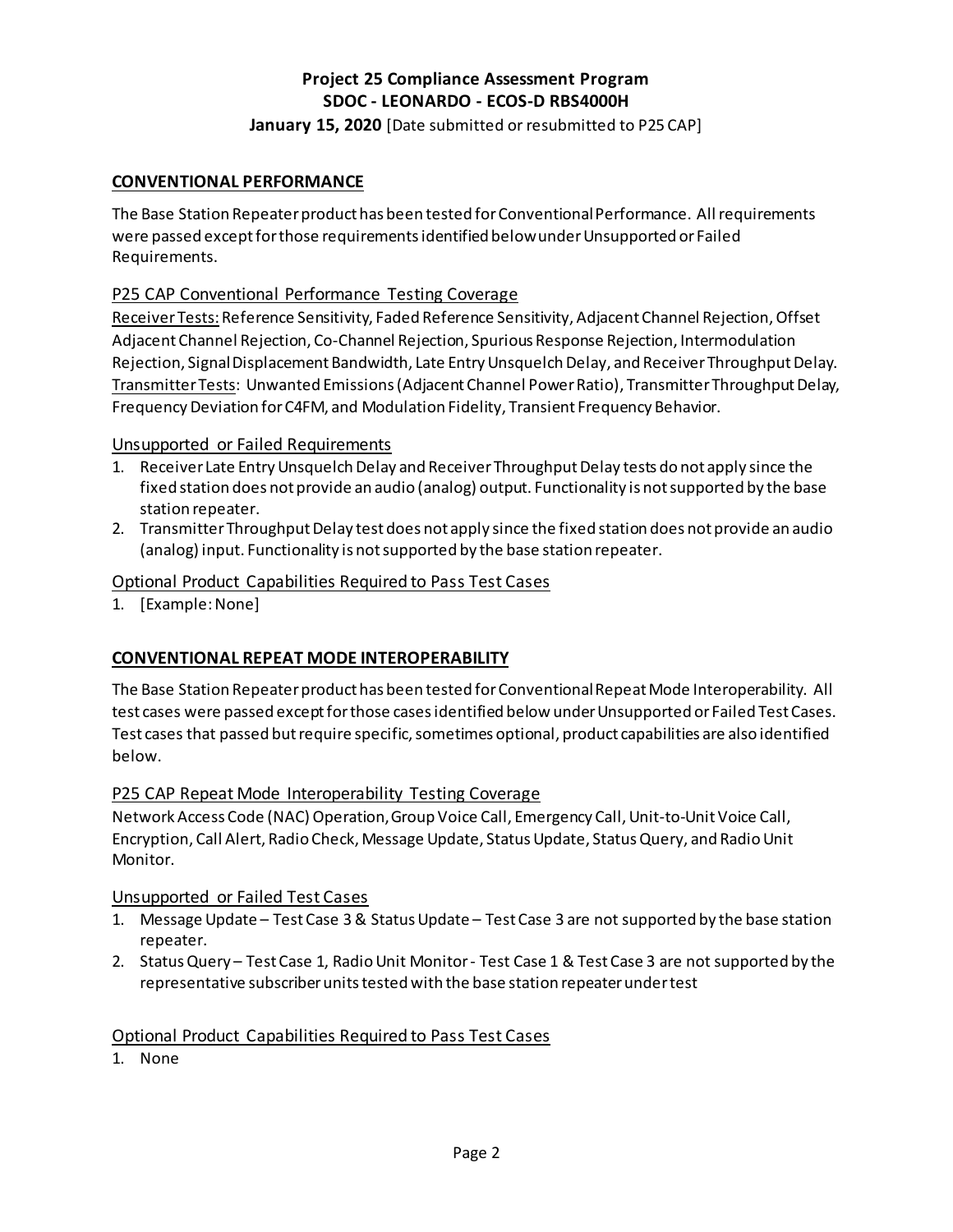**Project 25 Compliance Assessment Program**
**SDOC - LEONARDO - ECOS-D RBS4000H**
**January 15, 2020** [Date submitted or resubmitted to P25 CAP]

## CONVENTIONAL PERFORMANCE

The Base Station Repeater product has been tested for Conventional Performance. All requirements were passed except for those requirements identified below under Unsupported or Failed Requirements.

### P25 CAP Conventional Performance Testing Coverage

Receiver Tests: Reference Sensitivity, Faded Reference Sensitivity, Adjacent Channel Rejection, Offset Adjacent Channel Rejection, Co-Channel Rejection, Spurious Response Rejection, Intermodulation Rejection, Signal Displacement Bandwidth, Late Entry Unsquelch Delay, and Receiver Throughput Delay.
Transmitter Tests: Unwanted Emissions (Adjacent Channel Power Ratio), Transmitter Throughput Delay, Frequency Deviation for C4FM, and Modulation Fidelity, Transient Frequency Behavior.

### Unsupported or Failed Requirements

1. Receiver Late Entry Unsquelch Delay and Receiver Throughput Delay tests do not apply since the fixed station does not provide an audio (analog) output. Functionality is not supported by the base station repeater.
2. Transmitter Throughput Delay test does not apply since the fixed station does not provide an audio (analog) input. Functionality is not supported by the base station repeater.

### Optional Product Capabilities Required to Pass Test Cases

1. [Example: None]

## CONVENTIONAL REPEAT MODE INTEROPERABILITY

The Base Station Repeater product has been tested for Conventional Repeat Mode Interoperability. All test cases were passed except for those cases identified below under Unsupported or Failed Test Cases. Test cases that passed but require specific, sometimes optional, product capabilities are also identified below.

### P25 CAP Repeat Mode Interoperability Testing Coverage

Network Access Code (NAC) Operation, Group Voice Call, Emergency Call, Unit-to-Unit Voice Call, Encryption, Call Alert, Radio Check, Message Update, Status Update, Status Query, and Radio Unit Monitor.

### Unsupported or Failed Test Cases

1. Message Update – Test Case 3 & Status Update – Test Case 3 are not supported by the base station repeater.
2. Status Query – Test Case 1, Radio Unit Monitor - Test Case 1 & Test Case 3 are not supported by the representative subscriber units tested with the base station repeater under test

### Optional Product Capabilities Required to Pass Test Cases

1. None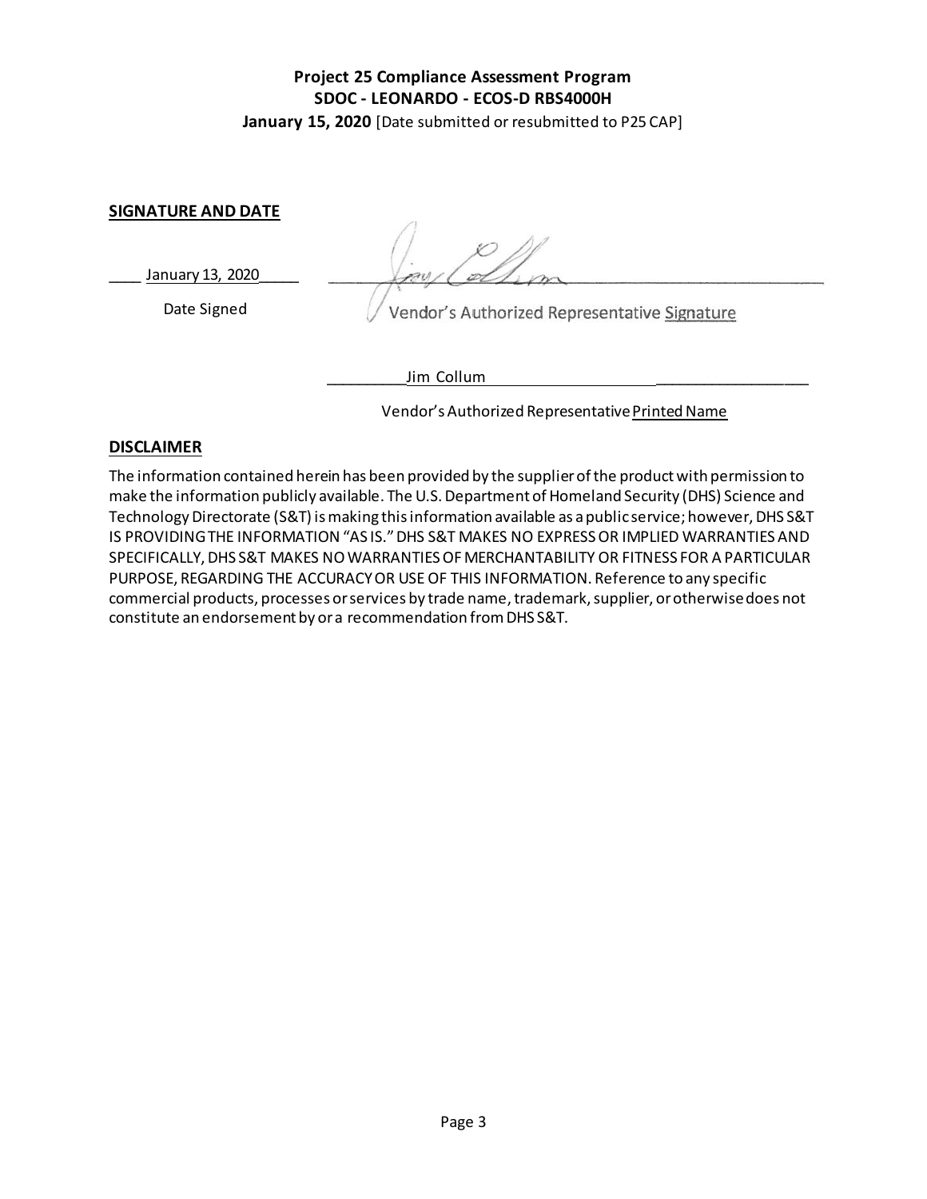**Project 25 Compliance Assessment Program**
**SDOC - LEONARDO - ECOS-D RBS4000H**
**January 15, 2020** [Date submitted or resubmitted to P25 CAP]

**SIGNATURE AND DATE**

____ January 13, 2020_____

Date Signed

Vendor's Authorized Representative Signature

__________Jim Collum__________________

Vendor's Authorized Representative Printed Name

**DISCLAIMER**

The information contained herein has been provided by the supplier of the product with permission to make the information publicly available. The U.S. Department of Homeland Security (DHS) Science and Technology Directorate (S&T) is making this information available as a public service; however, DHS S&T IS PROVIDING THE INFORMATION "AS IS." DHS S&T MAKES NO EXPRESS OR IMPLIED WARRANTIES AND SPECIFICALLY, DHS S&T MAKES NO WARRANTIES OF MERCHANTABILITY OR FITNESS FOR A PARTICULAR PURPOSE, REGARDING THE ACCURACY OR USE OF THIS INFORMATION. Reference to any specific commercial products, processes or services by trade name, trademark, supplier, or otherwise does not constitute an endorsement by or a recommendation from DHS S&T.